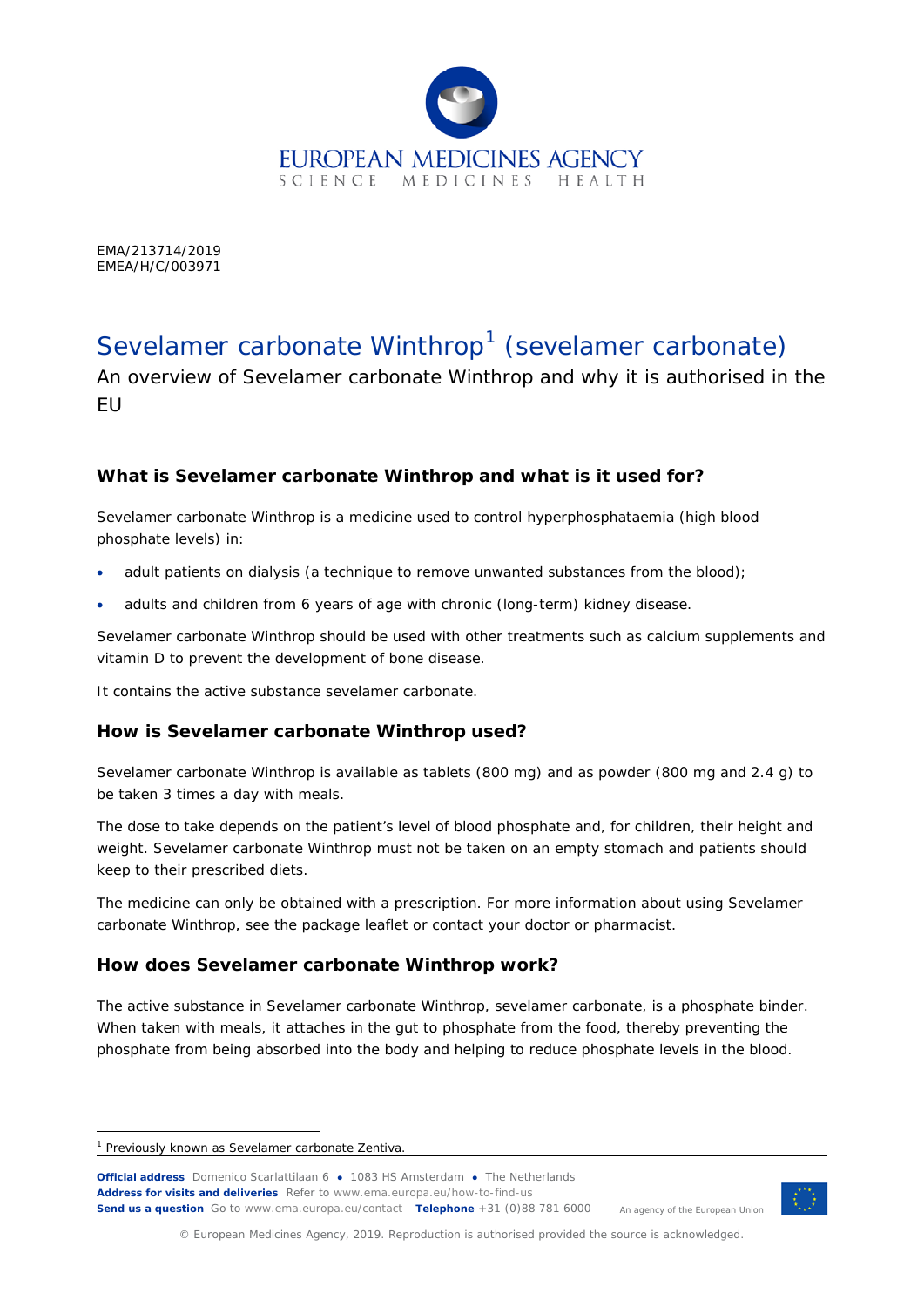EMA/213714/2019
EMEA/H/C/003971

# Sevelamer carbonate Winthrop[1] (sevelamer carbonate)

An overview of Sevelamer carbonate Winthrop and why it is authorised in the EU

## What is Sevelamer carbonate Winthrop and what is it used for?

Sevelamer carbonate Winthrop is a medicine used to control hyperphosphataemia (high blood phosphate levels) in:

- adult patients on dialysis (a technique to remove unwanted substances from the blood);
- adults and children from 6 years of age with chronic (long-term) kidney disease.

Sevelamer carbonate Winthrop should be used with other treatments such as calcium supplements and vitamin D to prevent the development of bone disease.

It contains the active substance sevelamer carbonate.

## How is Sevelamer carbonate Winthrop used?

Sevelamer carbonate Winthrop is available as tablets (800 mg) and as powder (800 mg and 2.4 g) to be taken 3 times a day with meals.

The dose to take depends on the patient's level of blood phosphate and, for children, their height and weight. Sevelamer carbonate Winthrop must not be taken on an empty stomach and patients should keep to their prescribed diets.

The medicine can only be obtained with a prescription. For more information about using Sevelamer carbonate Winthrop, see the package leaflet or contact your doctor or pharmacist.

## How does Sevelamer carbonate Winthrop work?

The active substance in Sevelamer carbonate Winthrop, sevelamer carbonate, is a phosphate binder. When taken with meals, it attaches in the gut to phosphate from the food, thereby preventing the phosphate from being absorbed into the body and helping to reduce phosphate levels in the blood.

[1] Previously known as Sevelamer carbonate Zentiva.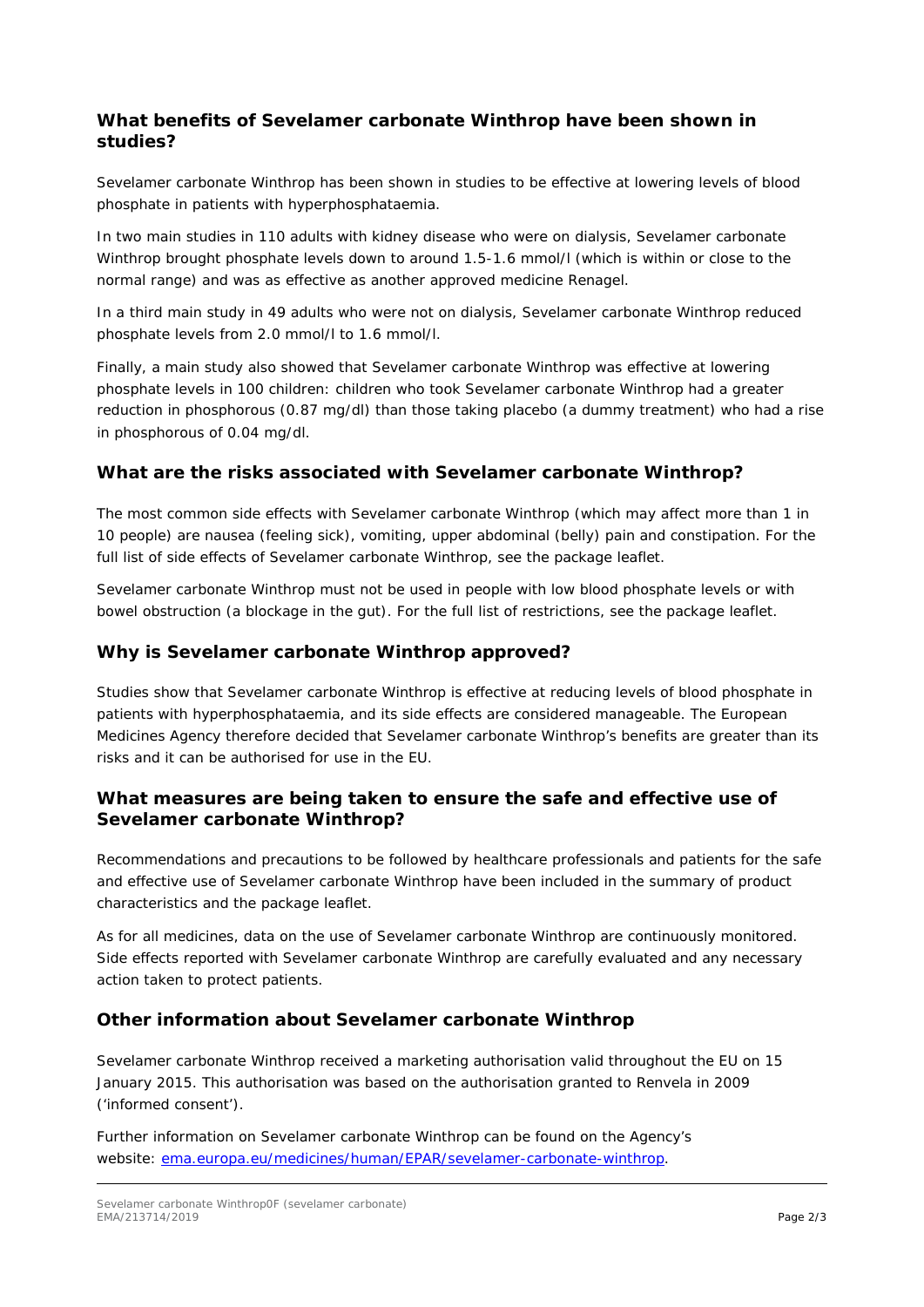## What benefits of Sevelamer carbonate Winthrop have been shown in studies?

Sevelamer carbonate Winthrop has been shown in studies to be effective at lowering levels of blood phosphate in patients with hyperphosphataemia.

In two main studies in 110 adults with kidney disease who were on dialysis, Sevelamer carbonate Winthrop brought phosphate levels down to around 1.5-1.6 mmol/l (which is within or close to the normal range) and was as effective as another approved medicine Renagel.

In a third main study in 49 adults who were not on dialysis, Sevelamer carbonate Winthrop reduced phosphate levels from 2.0 mmol/l to 1.6 mmol/l.

Finally, a main study also showed that Sevelamer carbonate Winthrop was effective at lowering phosphate levels in 100 children: children who took Sevelamer carbonate Winthrop had a greater reduction in phosphorous (0.87 mg/dl) than those taking placebo (a dummy treatment) who had a rise in phosphorous of 0.04 mg/dl.

## What are the risks associated with Sevelamer carbonate Winthrop?

The most common side effects with Sevelamer carbonate Winthrop (which may affect more than 1 in 10 people) are nausea (feeling sick), vomiting, upper abdominal (belly) pain and constipation. For the full list of side effects of Sevelamer carbonate Winthrop, see the package leaflet.

Sevelamer carbonate Winthrop must not be used in people with low blood phosphate levels or with bowel obstruction (a blockage in the gut). For the full list of restrictions, see the package leaflet.

## Why is Sevelamer carbonate Winthrop approved?

Studies show that Sevelamer carbonate Winthrop is effective at reducing levels of blood phosphate in patients with hyperphosphataemia, and its side effects are considered manageable. The European Medicines Agency therefore decided that Sevelamer carbonate Winthrop's benefits are greater than its risks and it can be authorised for use in the EU.

## What measures are being taken to ensure the safe and effective use of Sevelamer carbonate Winthrop?

Recommendations and precautions to be followed by healthcare professionals and patients for the safe and effective use of Sevelamer carbonate Winthrop have been included in the summary of product characteristics and the package leaflet.

As for all medicines, data on the use of Sevelamer carbonate Winthrop are continuously monitored. Side effects reported with Sevelamer carbonate Winthrop are carefully evaluated and any necessary action taken to protect patients.

## Other information about Sevelamer carbonate Winthrop

Sevelamer carbonate Winthrop received a marketing authorisation valid throughout the EU on 15 January 2015. This authorisation was based on the authorisation granted to Renvela in 2009 ('informed consent').

Further information on Sevelamer carbonate Winthrop can be found on the Agency's website: [ema.europa.eu/medicines/human/EPAR/sevelamer-carbonate-winthrop](ema.europa.eu/medicines/human/EPAR/sevelamer-carbonate-winthrop).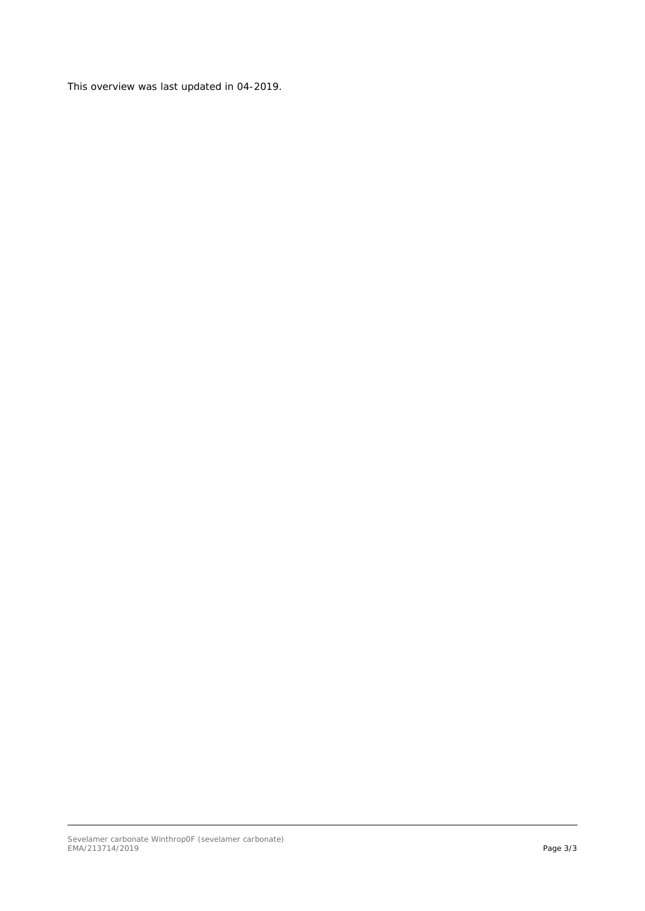This overview was last updated in 04-2019.